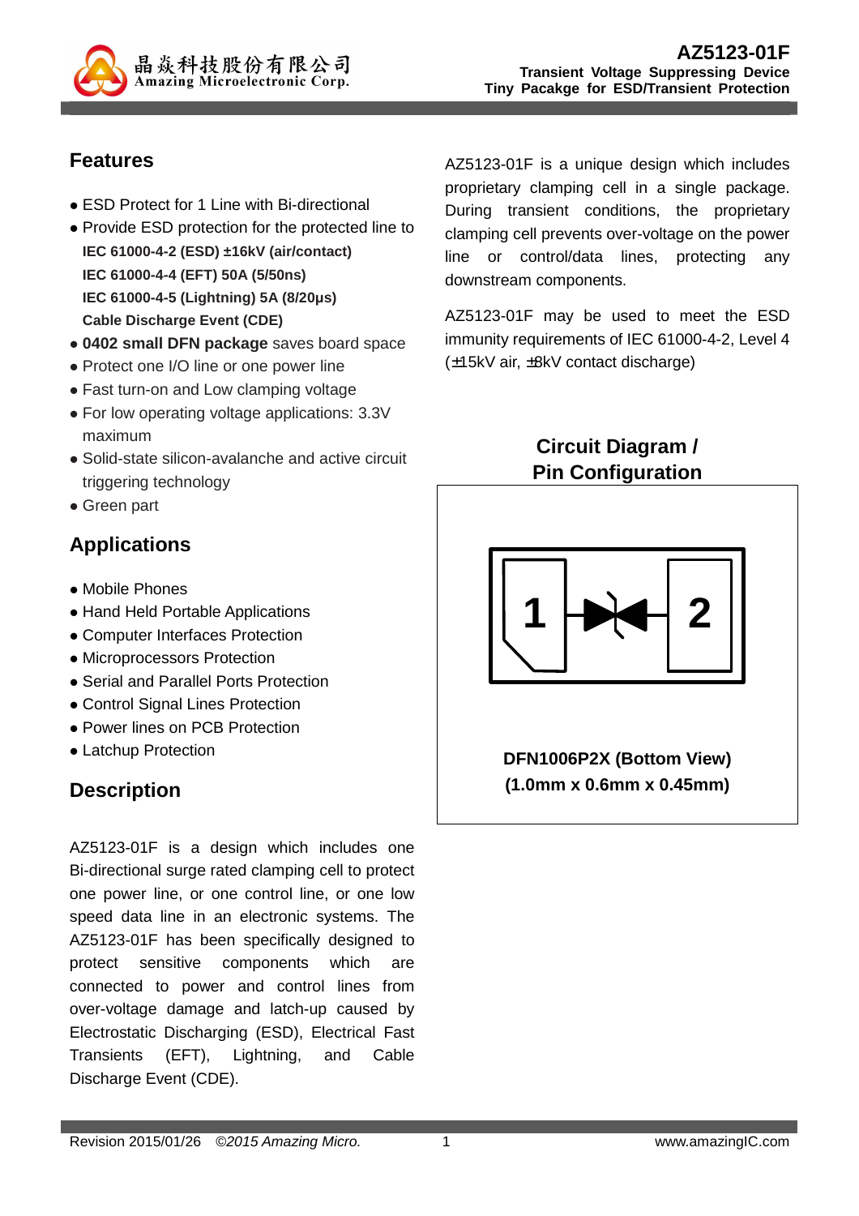# AZ5123-01F

**Transient Voltage Suppressing Device**
**Tiny Pacakge for ESD/Transient Protection**

## Features

- ESD Protect for 1 Line with Bi-directional
- Provide ESD protection for the protected line to
  **IEC 61000-4-2 (ESD) ±16kV (air/contact)**
  **IEC 61000-4-4 (EFT) 50A (5/50ns)**
  **IEC 61000-4-5 (Lightning) 5A (8/20μs)**
  **Cable Discharge Event (CDE)**
- **0402 small DFN package** saves board space
- Protect one I/O line or one power line
- Fast turn-on and Low clamping voltage
- For low operating voltage applications: 3.3V maximum
- Solid-state silicon-avalanche and active circuit triggering technology
- Green part

## Applications

- Mobile Phones
- Hand Held Portable Applications
- Computer Interfaces Protection
- Microprocessors Protection
- Serial and Parallel Ports Protection
- Control Signal Lines Protection
- Power lines on PCB Protection
- Latchup Protection

## Description

AZ5123-01F is a design which includes one Bi-directional surge rated clamping cell to protect one power line, or one control line, or one low speed data line in an electronic systems. The AZ5123-01F has been specifically designed to protect sensitive components which are connected to power and control lines from over-voltage damage and latch-up caused by Electrostatic Discharging (ESD), Electrical Fast Transients (EFT), Lightning, and Cable Discharge Event (CDE).

AZ5123-01F is a unique design which includes proprietary clamping cell in a single package. During transient conditions, the proprietary clamping cell prevents over-voltage on the power line or control/data lines, protecting any downstream components.

AZ5123-01F may be used to meet the ESD immunity requirements of IEC 61000-4-2, Level 4 (±15kV air, ±8kV contact discharge)

## Circuit Diagram / Pin Configuration

1 2

**DFN1006P2X (Bottom View)**
**(1.0mm x 0.6mm x 0.45mm)**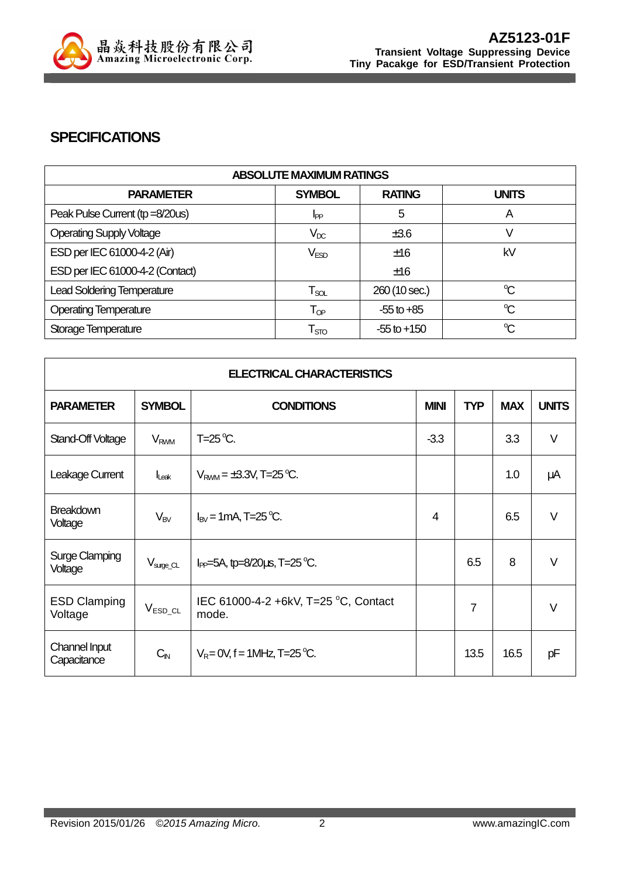## SPECIFICATIONS

| ABSOLUTE MAXIMUM RATINGS | | | |
|---|---|---|---|
| **PARAMETER** | **SYMBOL** | **RATING** | **UNITS** |
| Peak Pulse Current (tp =8/20us) | $I_{PP}$ | 5 | A |
| Operating Supply Voltage | $V_{DC}$ | ±3.6 | V |
| ESD per IEC 61000-4-2 (Air) | $V_{ESD}$ | ±16 | kV |
| ESD per IEC 61000-4-2 (Contact) | | ±16 | |
| Lead Soldering Temperature | $T_{SOL}$ | 260 (10 sec.) | °C |
| Operating Temperature | $T_{OP}$ | -55 to +85 | °C |
| Storage Temperature | $T_{STO}$ | -55 to +150 | °C |

| ELECTRICAL CHARACTERISTICS | | | | | | |
|---|---|---|---|---|---|---|
| **PARAMETER** | **SYMBOL** | **CONDITIONS** | **MINI** | **TYP** | **MAX** | **UNITS** |
| Stand-Off Voltage | $V_{RWM}$ | T=25 °C. | -3.3 | | 3.3 | V |
| Leakage Current | $I_{Leak}$ | $V_{RWM}$ = ±3.3V, T=25 °C. | | | 1.0 | μA |
| Breakdown Voltage | $V_{BV}$ | $I_{BV}$ = 1mA, T=25 °C. | 4 | | 6.5 | V |
| Surge Clamping Voltage | $V_{surge\_CL}$ | $I_{PP}$=5A, tp=8/20μs, T=25 °C. | | 6.5 | 8 | V |
| ESD Clamping Voltage | $V_{ESD\_CL}$ | IEC 61000-4-2 +6kV, T=25 °C, Contact mode. | | 7 | | V |
| Channel Input Capacitance | $C_{IN}$ | $V_R$= 0V, f = 1MHz, T=25 °C. | | 13.5 | 16.5 | pF |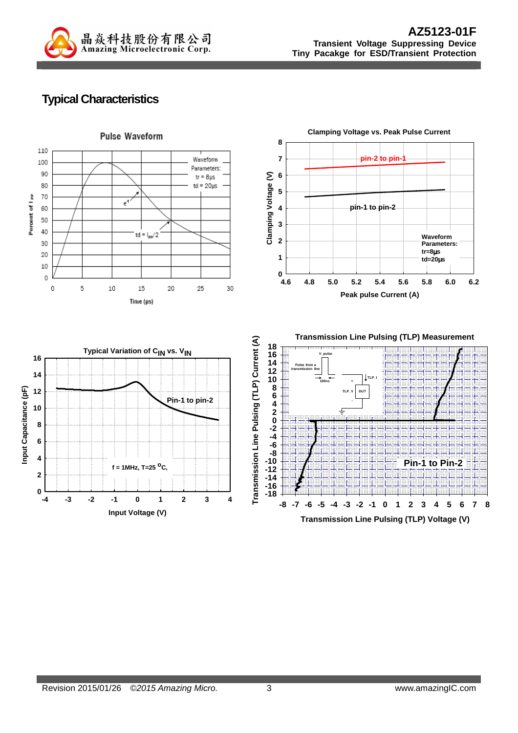## Typical Characteristics

**Pulse Waveform**

Waveform Parameters: tr = 8μs, td = 20μs

Percent of $I_{PP}$ vs. Time (μs)

**Clamping Voltage vs. Peak Pulse Current**

pin-2 to pin-1

pin-1 to pin-2

Waveform Parameters: tr=8μs td=20μs

Clamping Voltage (V) vs. Peak pulse Current (A)

**Typical Variation of $C_{IN}$ vs. $V_{IN}$**

Pin-1 to pin-2

f = 1MHz, T=25 °C,

Input Capacitance (pF) vs. Input Voltage (V)

**Transmission Line Pulsing (TLP) Measurement**

Pin-1 to Pin-2

Transmission Line Pulsing (TLP) Current (A) vs. Transmission Line Pulsing (TLP) Voltage (V)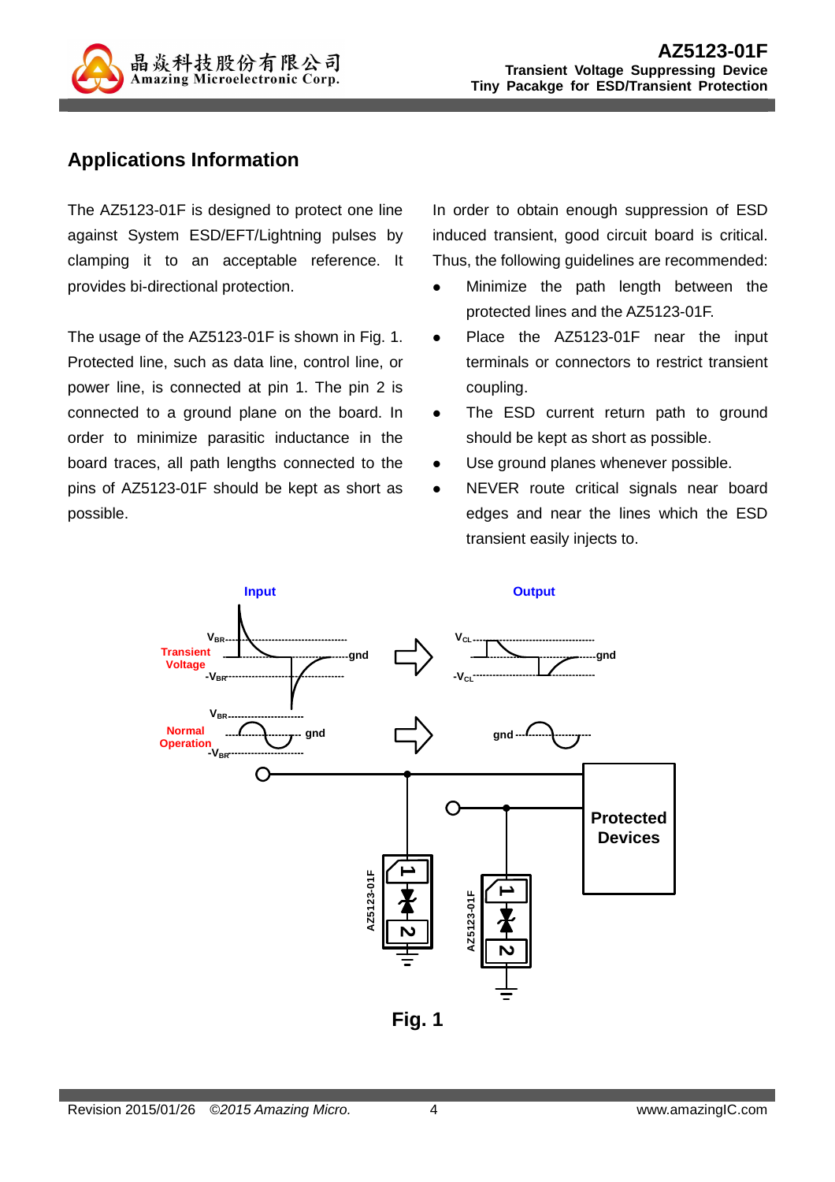## Applications Information

The AZ5123-01F is designed to protect one line against System ESD/EFT/Lightning pulses by clamping it to an acceptable reference. It provides bi-directional protection.

The usage of the AZ5123-01F is shown in Fig. 1. Protected line, such as data line, control line, or power line, is connected at pin 1. The pin 2 is connected to a ground plane on the board. In order to minimize parasitic inductance in the board traces, all path lengths connected to the pins of AZ5123-01F should be kept as short as possible.

In order to obtain enough suppression of ESD induced transient, good circuit board is critical. Thus, the following guidelines are recommended:

- Minimize the path length between the protected lines and the AZ5123-01F.
- Place the AZ5123-01F near the input terminals or connectors to restrict transient coupling.
- The ESD current return path to ground should be kept as short as possible.
- Use ground planes whenever possible.
- NEVER route critical signals near board edges and near the lines which the ESD transient easily injects to.

**Fig. 1**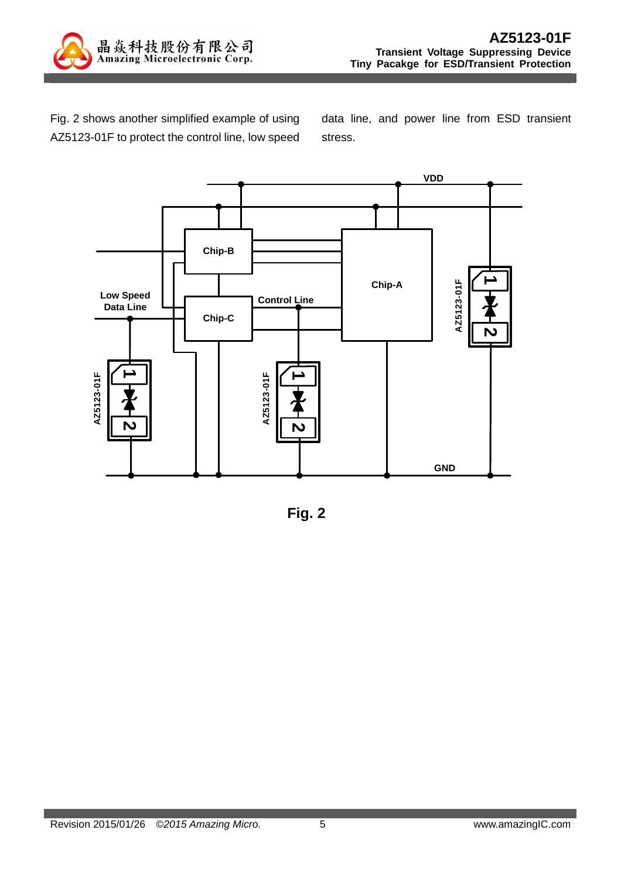Fig. 2 shows another simplified example of using AZ5123-01F to protect the control line, low speed data line, and power line from ESD transient stress.

**Fig. 2**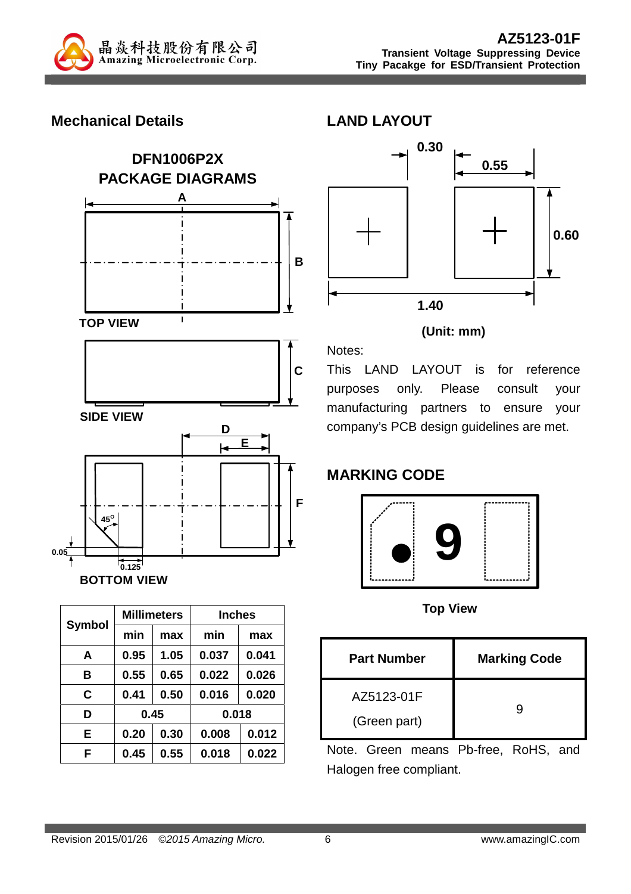## Mechanical Details

### DFN1006P2X PACKAGE DIAGRAMS

TOP VIEW

SIDE VIEW

BOTTOM VIEW

<table>
<tr><th rowspan="2">Symbol</th><th colspan="2">Millimeters</th><th colspan="2">Inches</th></tr>
<tr><th>min</th><th>max</th><th>min</th><th>max</th></tr>
<tr><td>A</td><td>0.95</td><td>1.05</td><td>0.037</td><td>0.041</td></tr>
<tr><td>B</td><td>0.55</td><td>0.65</td><td>0.022</td><td>0.026</td></tr>
<tr><td>C</td><td>0.41</td><td>0.50</td><td>0.016</td><td>0.020</td></tr>
<tr><td>D</td><td colspan="2">0.45</td><td colspan="2">0.018</td></tr>
<tr><td>E</td><td>0.20</td><td>0.30</td><td>0.008</td><td>0.012</td></tr>
<tr><td>F</td><td>0.45</td><td>0.55</td><td>0.018</td><td>0.022</td></tr>
</table>

## LAND LAYOUT

(Unit: mm)

Notes:

This LAND LAYOUT is for reference purposes only. Please consult your manufacturing partners to ensure your company's PCB design guidelines are met.

## MARKING CODE

Top View

| Part Number | Marking Code |
|---|---|
| AZ5123-01F (Green part) | 9 |

Note. Green means Pb-free, RoHS, and Halogen free compliant.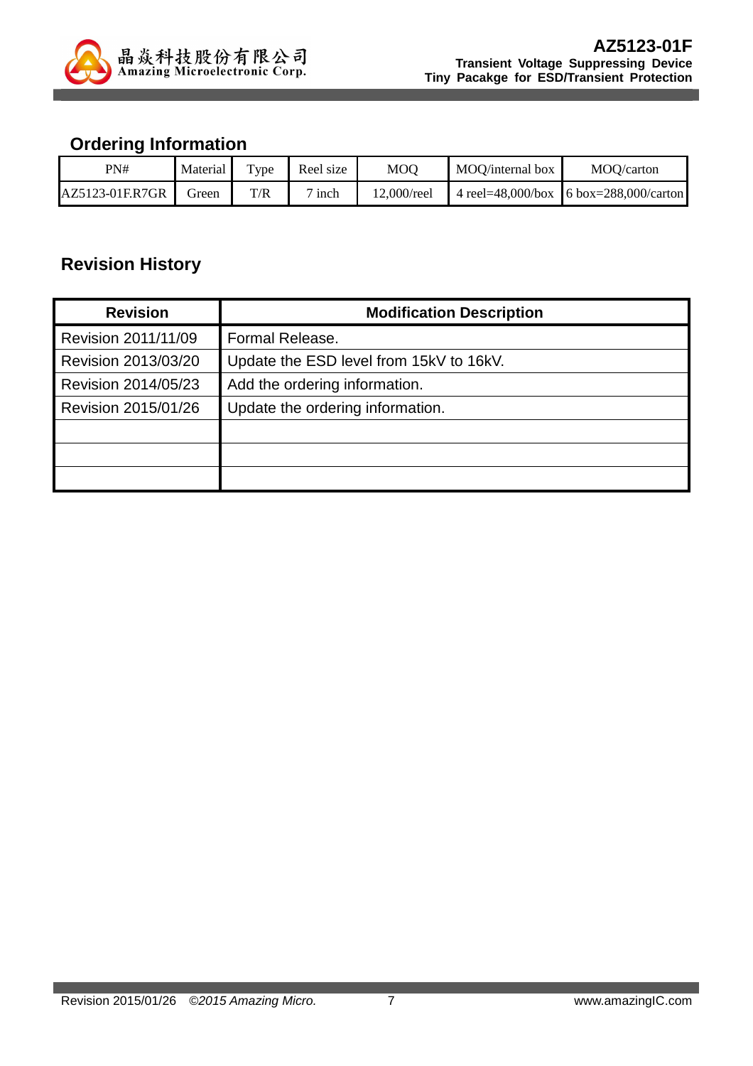## Ordering Information

| PN# | Material | Type | Reel size | MOQ | MOQ/internal box | MOQ/carton |
| --- | --- | --- | --- | --- | --- | --- |
| AZ5123-01F.R7GR | Green | T/R | 7 inch | 12,000/reel | 4 reel=48,000/box | 6 box=288,000/carton |

## Revision History

| Revision | Modification Description |
| --- | --- |
| Revision 2011/11/09 | Formal Release. |
| Revision 2013/03/20 | Update the ESD level from 15kV to 16kV. |
| Revision 2014/05/23 | Add the ordering information. |
| Revision 2015/01/26 | Update the ordering information. |
| | |
| | |
| | |